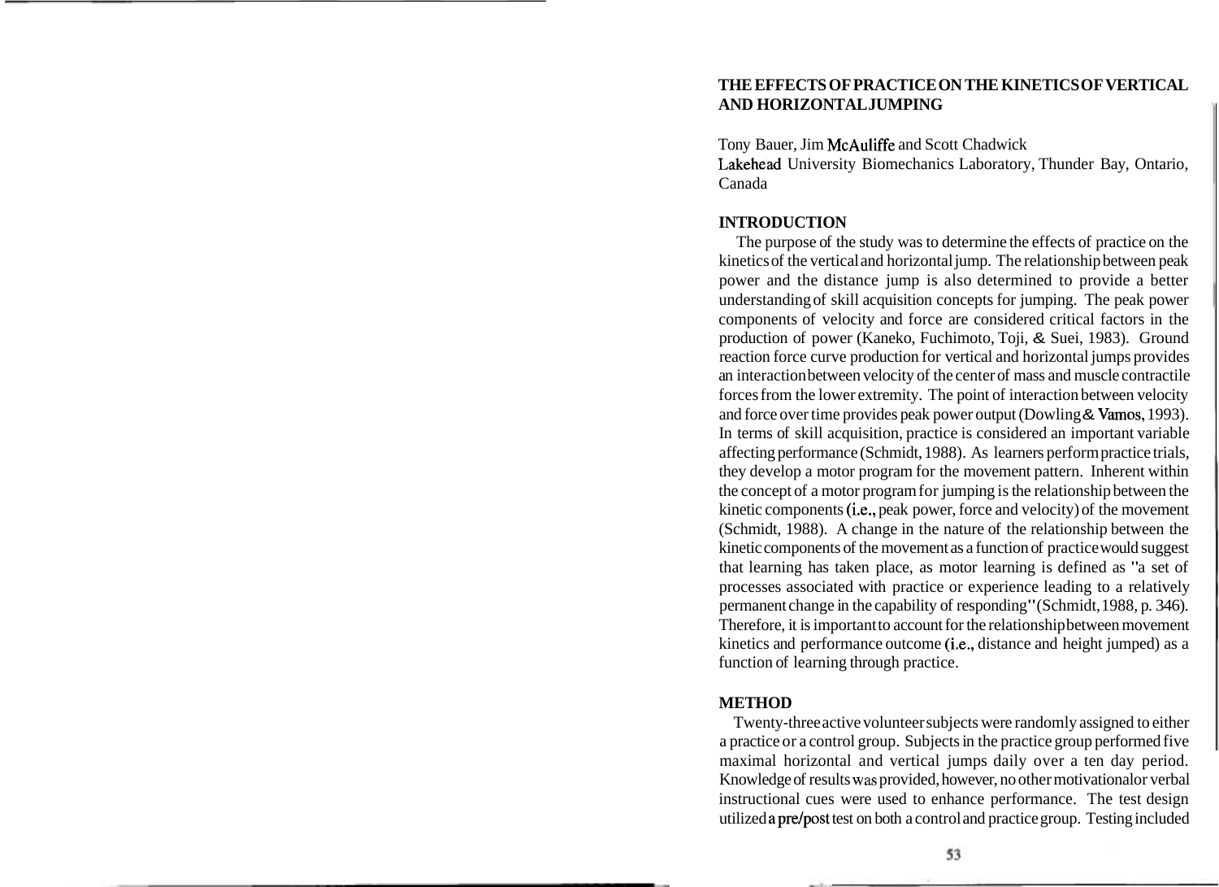# THE EFFECTS OF PRACTICE ON THE KINETICS OF VERTICAL AND HORIZONTAL JUMPING

Tony Bauer, Jim McAuliffe and Scott Chadwick
Lakehead University Biomechanics Laboratory, Thunder Bay, Ontario, Canada

## INTRODUCTION

The purpose of the study was to determine the effects of practice on the kinetics of the vertical and horizontal jump. The relationship between peak power and the distance jump is also determined to provide a better understanding of skill acquisition concepts for jumping. The peak power components of velocity and force are considered critical factors in the production of power (Kaneko, Fuchimoto, Toji, & Suei, 1983). Ground reaction force curve production for vertical and horizontal jumps provides an interaction between velocity of the center of mass and muscle contractile forces from the lower extremity. The point of interaction between velocity and force over time provides peak power output (Dowling & Vamos, 1993). In terms of skill acquisition, practice is considered an important variable affecting performance (Schmidt, 1988). As learners perform practice trials, they develop a motor program for the movement pattern. Inherent within the concept of a motor program for jumping is the relationship between the kinetic components (i.e., peak power, force and velocity) of the movement (Schmidt, 1988). A change in the nature of the relationship between the kinetic components of the movement as a function of practice would suggest that learning has taken place, as motor learning is defined as "a set of processes associated with practice or experience leading to a relatively permanent change in the capability of responding" (Schmidt, 1988, p. 346). Therefore, it is important to account for the relationship between movement kinetics and performance outcome (i.e., distance and height jumped) as a function of learning through practice.

## METHOD

Twenty-three active volunteer subjects were randomly assigned to either a practice or a control group. Subjects in the practice group performed five maximal horizontal and vertical jumps daily over a ten day period. Knowledge of results was provided, however, no other motivational or verbal instructional cues were used to enhance performance. The test design utilized a pre/post test on both a control and practice group. Testing included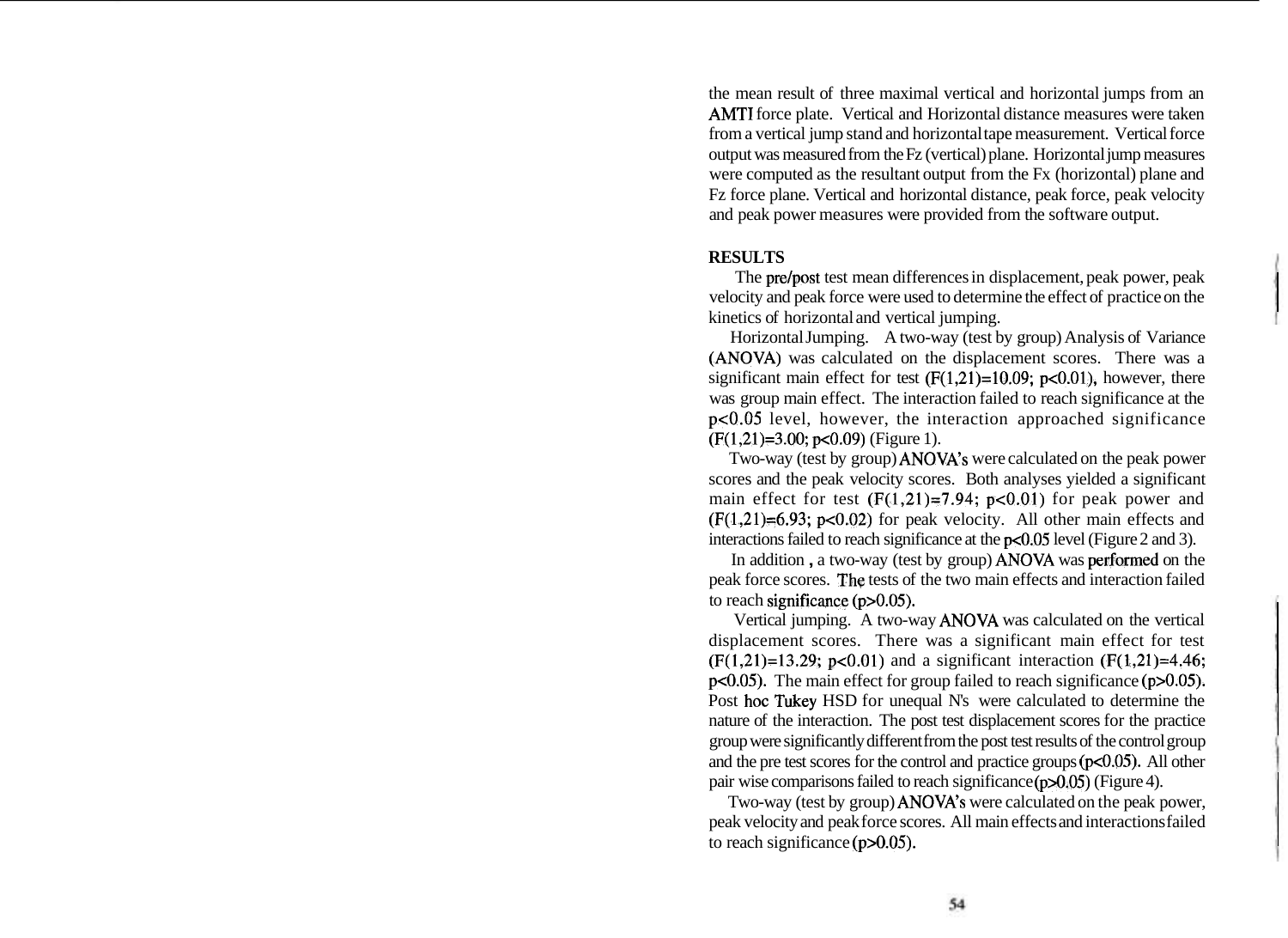the mean result of three maximal vertical and horizontal jumps from an AMTI force plate. Vertical and Horizontal distance measures were taken from a vertical jump stand and horizontal tape measurement. Vertical force output was measured from the Fz (vertical) plane. Horizontal jump measures were computed as the resultant output from the Fx (horizontal) plane and Fz force plane. Vertical and horizontal distance, peak force, peak velocity and peak power measures were provided from the software output.

**RESULTS**

The pre/post test mean differences in displacement, peak power, peak velocity and peak force were used to determine the effect of practice on the kinetics of horizontal and vertical jumping.

Horizontal Jumping. A two-way (test by group) Analysis of Variance (ANOVA) was calculated on the displacement scores. There was a significant main effect for test ($F(1,21)=10.09$; $p<0.01$), however, there was group main effect. The interaction failed to reach significance at the $p<0.05$ level, however, the interaction approached significance ($F(1,21)=3.00$; $p<0.09$) (Figure 1).

Two-way (test by group) ANOVA's were calculated on the peak power scores and the peak velocity scores. Both analyses yielded a significant main effect for test ($F(1,21)=7.94$; $p<0.01$) for peak power and ($F(1,21)=6.93$; $p<0.02$) for peak velocity. All other main effects and interactions failed to reach significance at the $p<0.05$ level (Figure 2 and 3).

In addition , a two-way (test by group) ANOVA was performed on the peak force scores. The tests of the two main effects and interaction failed to reach significance ($p>0.05$).

Vertical jumping. A two-way ANOVA was calculated on the vertical displacement scores. There was a significant main effect for test ($F(1,21)=13.29$; $p<0.01$) and a significant interaction ($F(1,21)=4.46$; $p<0.05$). The main effect for group failed to reach significance ($p>0.05$). Post hoc Tukey HSD for unequal N's were calculated to determine the nature of the interaction. The post test displacement scores for the practice group were significantly different from the post test results of the control group and the pre test scores for the control and practice groups ($p<0.05$). All other pair wise comparisons failed to reach significance ($p>0.05$) (Figure 4).

Two-way (test by group) ANOVA's were calculated on the peak power, peak velocity and peak force scores. All main effects and interactions failed to reach significance ($p>0.05$).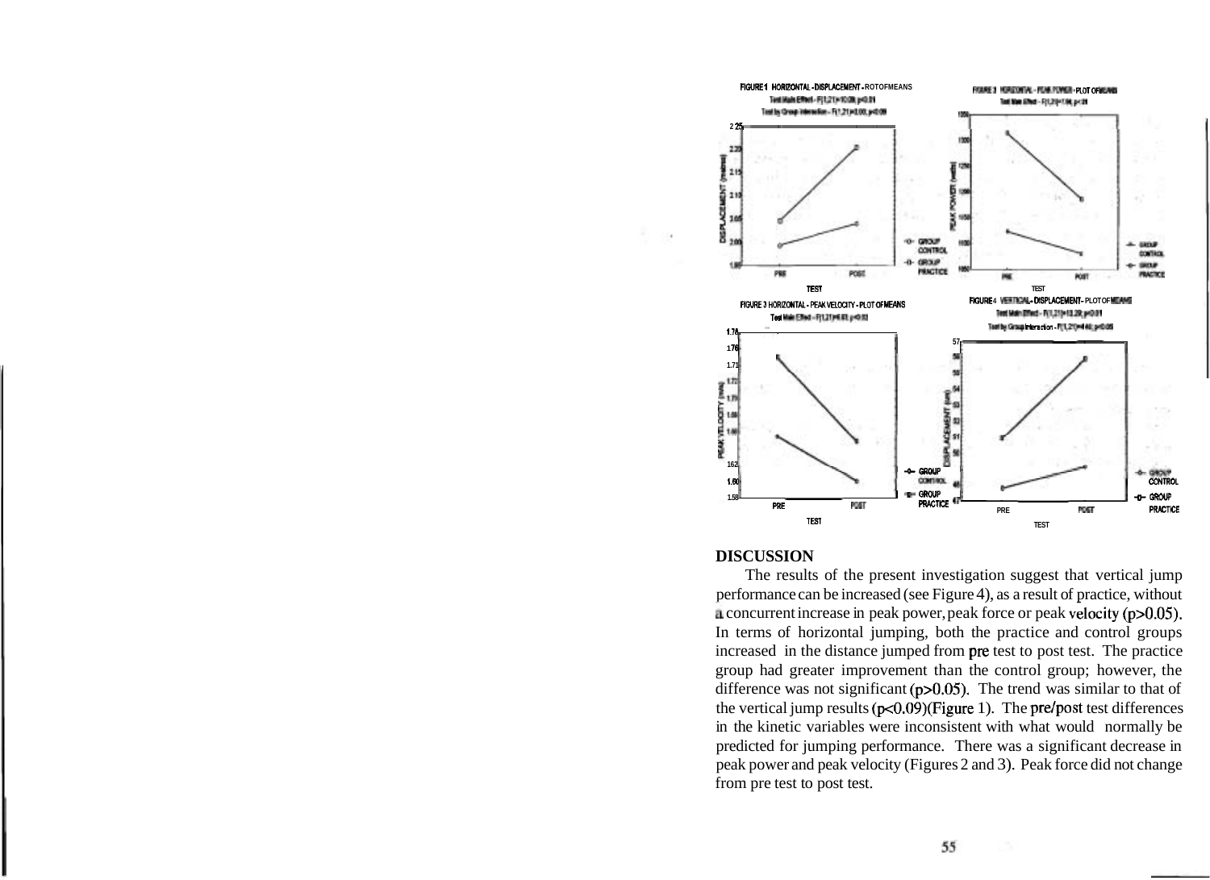FIGURE 1 HORIZONTAL - DISPLACEMENT - PLOT OF MEANS
Test Main Effect - $F(1,21)=10.09$, $p<0.01$
Test by Group Interaction - $F(1,21)=3.00$, $p<0.09$

FIGURE 2 HORIZONTAL - PEAK POWER - PLOT OF MEANS
Test Main Effect - $F(1,21)=7.96$, $p<.01$

FIGURE 3 HORIZONTAL - PEAK VELOCITY - PLOT OF MEANS
Test Main Effect - $F(1,21)=6.83$, $p<0.02$

FIGURE 4 VERTICAL - DISPLACEMENT - PLOT OF MEANS
Test Main Effect - $F(1,21)=13.29$, $p<0.01$
Test by Group Interaction - $F(1,21)=4.46$, $p<0.05$

## DISCUSSION

The results of the present investigation suggest that vertical jump performance can be increased (see Figure 4), as a result of practice, without a concurrent increase in peak power, peak force or peak velocity ($p>0.05$). In terms of horizontal jumping, both the practice and control groups increased in the distance jumped from pre test to post test. The practice group had greater improvement than the control group; however, the difference was not significant ($p>0.05$). The trend was similar to that of the vertical jump results ($p<0.09$)(Figure 1). The pre/post test differences in the kinetic variables were inconsistent with what would normally be predicted for jumping performance. There was a significant decrease in peak power and peak velocity (Figures 2 and 3). Peak force did not change from pre test to post test.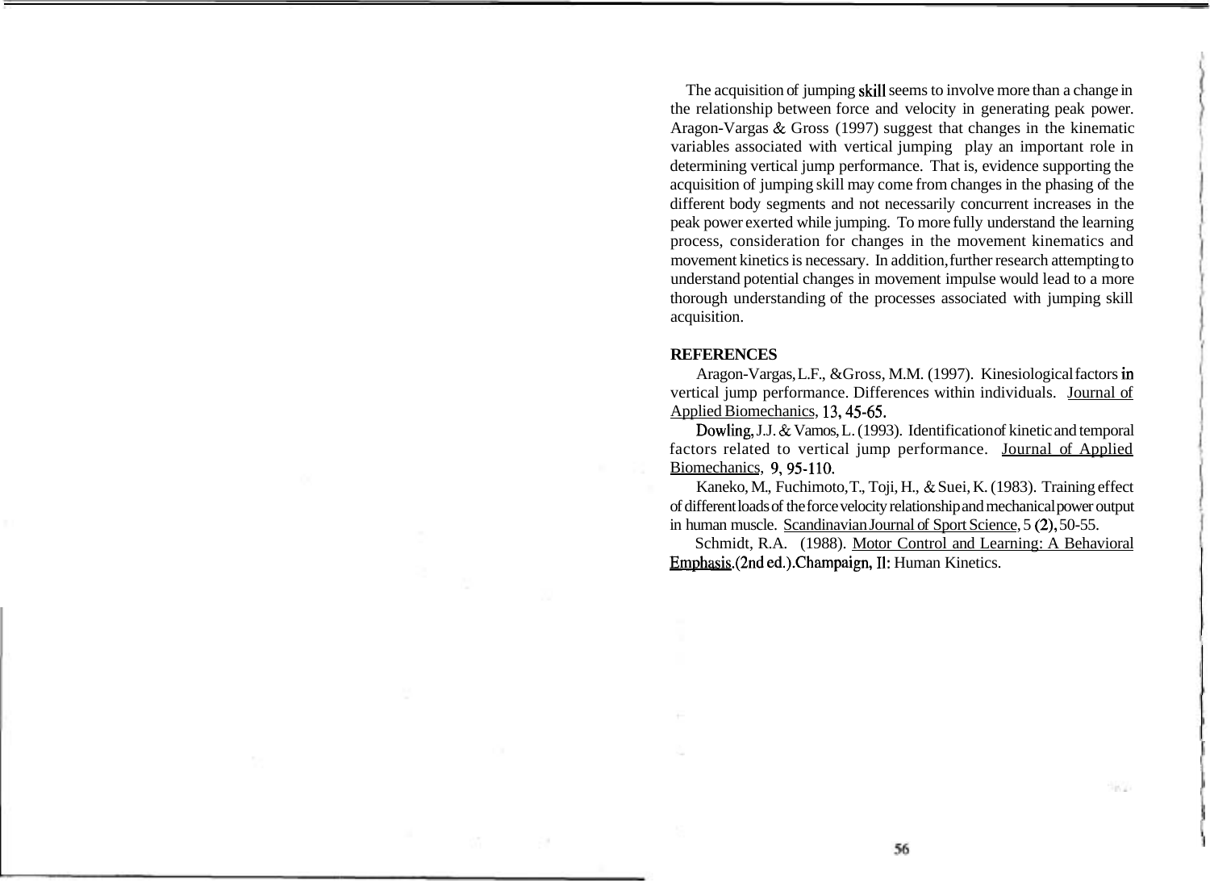The acquisition of jumping skill seems to involve more than a change in the relationship between force and velocity in generating peak power. Aragon-Vargas & Gross (1997) suggest that changes in the kinematic variables associated with vertical jumping play an important role in determining vertical jump performance. That is, evidence supporting the acquisition of jumping skill may come from changes in the phasing of the different body segments and not necessarily concurrent increases in the peak power exerted while jumping. To more fully understand the learning process, consideration for changes in the movement kinematics and movement kinetics is necessary. In addition, further research attempting to understand potential changes in movement impulse would lead to a more thorough understanding of the processes associated with jumping skill acquisition.

**REFERENCES**

Aragon-Vargas, L.F., & Gross, M.M. (1997). Kinesiological factors in vertical jump performance. Differences within individuals. Journal of Applied Biomechanics, 13, 45-65.

Dowling, J.J. & Vamos, L. (1993). Identification of kinetic and temporal factors related to vertical jump performance. Journal of Applied Biomechanics, 9, 95-110.

Kaneko, M., Fuchimoto, T., Toji, H., & Suei, K. (1983). Training effect of different loads of the force velocity relationship and mechanical power output in human muscle. Scandinavian Journal of Sport Science, 5 (2), 50-55.

Schmidt, R.A. (1988). Motor Control and Learning: A Behavioral Emphasis. (2nd ed.). Champaign, Il: Human Kinetics.